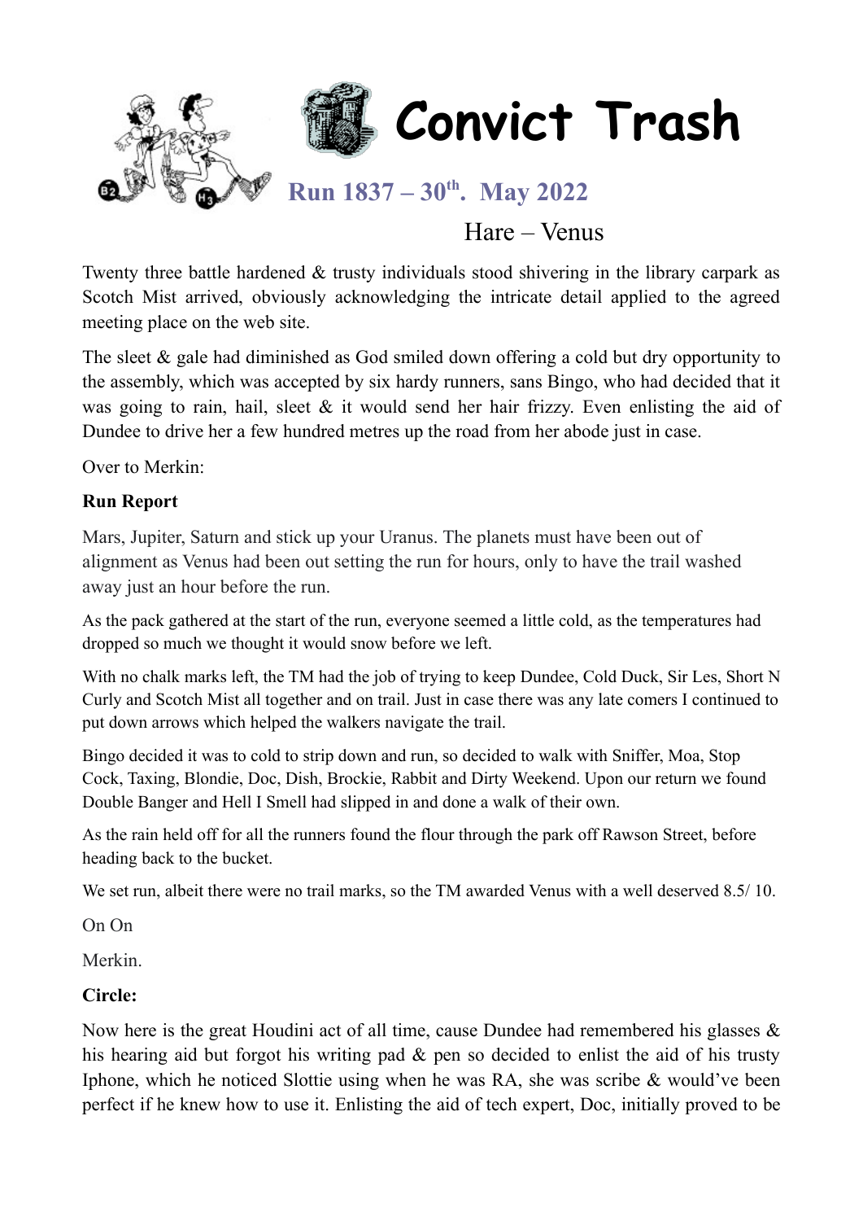# Convict Trash

## Run 1837 – 30th. May 2022

Hare – Venus

Twenty three battle hardened & trusty individuals stood shivering in the library carpark as Scotch Mist arrived, obviously acknowledging the intricate detail applied to the agreed meeting place on the web site.

The sleet & gale had diminished as God smiled down offering a cold but dry opportunity to the assembly, which was accepted by six hardy runners, sans Bingo, who had decided that it was going to rain, hail, sleet & it would send her hair frizzy. Even enlisting the aid of Dundee to drive her a few hundred metres up the road from her abode just in case.

Over to Merkin:

**Run Report**

Mars, Jupiter, Saturn and stick up your Uranus. The planets must have been out of alignment as Venus had been out setting the run for hours, only to have the trail washed away just an hour before the run.

As the pack gathered at the start of the run, everyone seemed a little cold, as the temperatures had dropped so much we thought it would snow before we left.

With no chalk marks left, the TM had the job of trying to keep Dundee, Cold Duck, Sir Les, Short N Curly and Scotch Mist all together and on trail. Just in case there was any late comers I continued to put down arrows which helped the walkers navigate the trail.

Bingo decided it was to cold to strip down and run, so decided to walk with Sniffer, Moa, Stop Cock, Taxing, Blondie, Doc, Dish, Brockie, Rabbit and Dirty Weekend. Upon our return we found Double Banger and Hell I Smell had slipped in and done a walk of their own.

As the rain held off for all the runners found the flour through the park off Rawson Street, before heading back to the bucket.

We set run, albeit there were no trail marks, so the TM awarded Venus with a well deserved 8.5/ 10.

On On

Merkin.

**Circle:**

Now here is the great Houdini act of all time, cause Dundee had remembered his glasses & his hearing aid but forgot his writing pad & pen so decided to enlist the aid of his trusty Iphone, which he noticed Slottie using when he was RA, she was scribe & would've been perfect if he knew how to use it. Enlisting the aid of tech expert, Doc, initially proved to be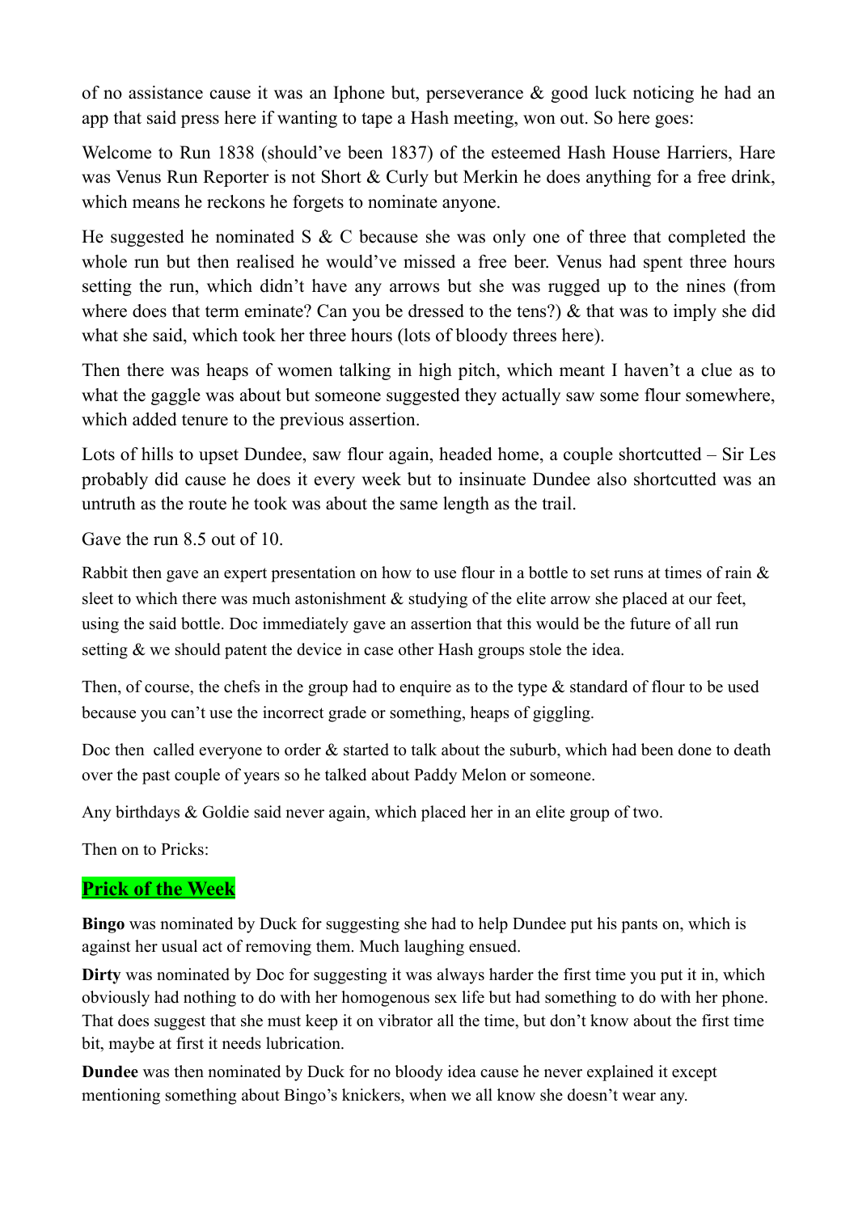of no assistance cause it was an Iphone but, perseverance & good luck noticing he had an app that said press here if wanting to tape a Hash meeting, won out. So here goes:

Welcome to Run 1838 (should've been 1837) of the esteemed Hash House Harriers, Hare was Venus Run Reporter is not Short & Curly but Merkin he does anything for a free drink, which means he reckons he forgets to nominate anyone.

He suggested he nominated S & C because she was only one of three that completed the whole run but then realised he would've missed a free beer. Venus had spent three hours setting the run, which didn't have any arrows but she was rugged up to the nines (from where does that term eminate? Can you be dressed to the tens?) & that was to imply she did what she said, which took her three hours (lots of bloody threes here).

Then there was heaps of women talking in high pitch, which meant I haven't a clue as to what the gaggle was about but someone suggested they actually saw some flour somewhere, which added tenure to the previous assertion.

Lots of hills to upset Dundee, saw flour again, headed home, a couple shortcutted – Sir Les probably did cause he does it every week but to insinuate Dundee also shortcutted was an untruth as the route he took was about the same length as the trail.

Gave the run 8.5 out of 10.

Rabbit then gave an expert presentation on how to use flour in a bottle to set runs at times of rain & sleet to which there was much astonishment & studying of the elite arrow she placed at our feet, using the said bottle. Doc immediately gave an assertion that this would be the future of all run setting & we should patent the device in case other Hash groups stole the idea.

Then, of course, the chefs in the group had to enquire as to the type & standard of flour to be used because you can't use the incorrect grade or something, heaps of giggling.

Doc then called everyone to order & started to talk about the suburb, which had been done to death over the past couple of years so he talked about Paddy Melon or someone.

Any birthdays & Goldie said never again, which placed her in an elite group of two.

Then on to Pricks:

## Prick of the Week

**Bingo** was nominated by Duck for suggesting she had to help Dundee put his pants on, which is against her usual act of removing them. Much laughing ensued.

**Dirty** was nominated by Doc for suggesting it was always harder the first time you put it in, which obviously had nothing to do with her homogenous sex life but had something to do with her phone. That does suggest that she must keep it on vibrator all the time, but don't know about the first time bit, maybe at first it needs lubrication.

**Dundee** was then nominated by Duck for no bloody idea cause he never explained it except mentioning something about Bingo's knickers, when we all know she doesn't wear any.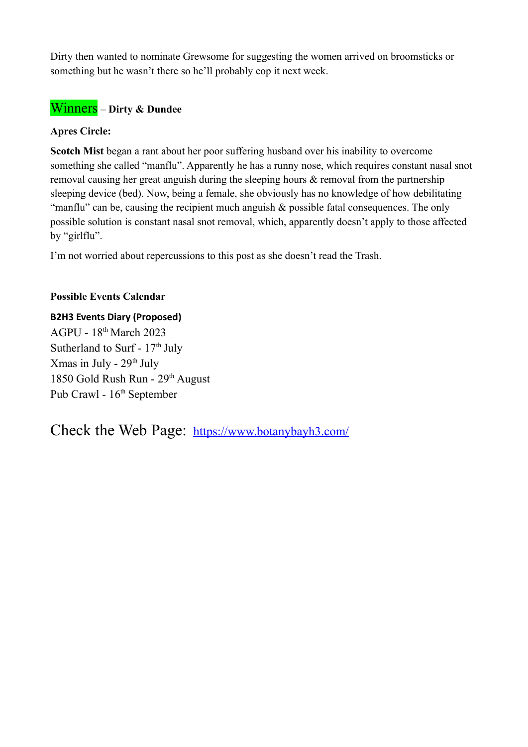Dirty then wanted to nominate Grewsome for suggesting the women arrived on broomsticks or something but he wasn't there so he'll probably cop it next week.

## Winners – **Dirty & Dundee**

**Apres Circle:**

**Scotch Mist** began a rant about her poor suffering husband over his inability to overcome something she called "manflu". Apparently he has a runny nose, which requires constant nasal snot removal causing her great anguish during the sleeping hours & removal from the partnership sleeping device (bed). Now, being a female, she obviously has no knowledge of how debilitating "manflu" can be, causing the recipient much anguish & possible fatal consequences. The only possible solution is constant nasal snot removal, which, apparently doesn't apply to those affected by "girlflu".

I'm not worried about repercussions to this post as she doesn't read the Trash.

**Possible Events Calendar**

**B2H3 Events Diary (Proposed)**

AGPU - 18th March 2023
Sutherland to Surf - 17th July
Xmas in July - 29th July
1850 Gold Rush Run - 29th August
Pub Crawl - 16th September

## Check the Web Page: [https://www.botanybayh3.com/](https://www.botanybayh3.com/)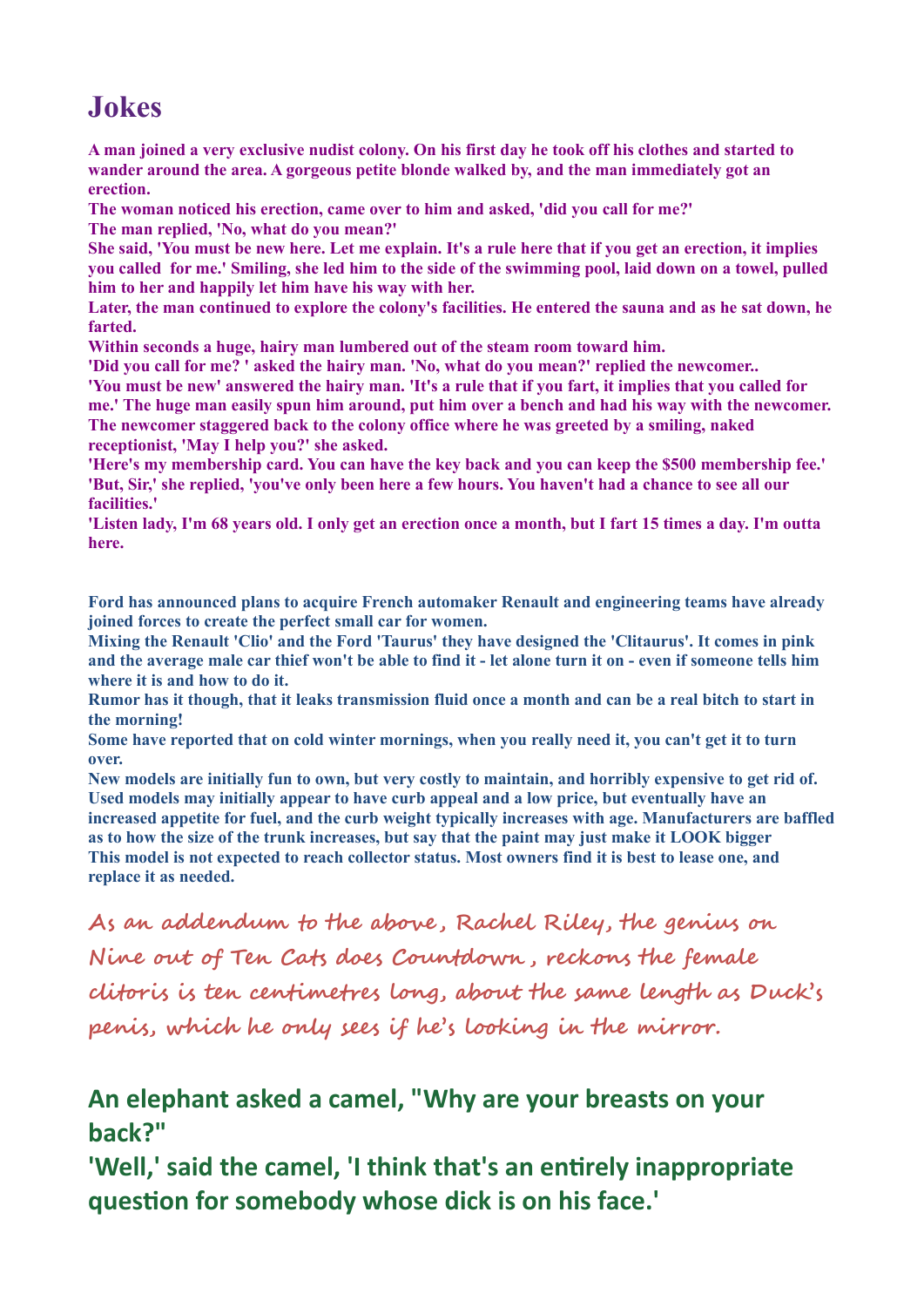# Jokes

**A man joined a very exclusive nudist colony. On his first day he took off his clothes and started to wander around the area. A gorgeous petite blonde walked by, and the man immediately got an erection.**
**The woman noticed his erection, came over to him and asked, 'did you call for me?'**
**The man replied, 'No, what do you mean?'**
**She said, 'You must be new here. Let me explain. It's a rule here that if you get an erection, it implies you called for me.' Smiling, she led him to the side of the swimming pool, laid down on a towel, pulled him to her and happily let him have his way with her.**
**Later, the man continued to explore the colony's facilities. He entered the sauna and as he sat down, he farted.**
**Within seconds a huge, hairy man lumbered out of the steam room toward him.**
**'Did you call for me? ' asked the hairy man. 'No, what do you mean?' replied the newcomer..**
**'You must be new' answered the hairy man. 'It's a rule that if you fart, it implies that you called for me.' The huge man easily spun him around, put him over a bench and had his way with the newcomer.**
**The newcomer staggered back to the colony office where he was greeted by a smiling, naked receptionist, 'May I help you?' she asked.**
**'Here's my membership card. You can have the key back and you can keep the $500 membership fee.'**
**'But, Sir,' she replied, 'you've only been here a few hours. You haven't had a chance to see all our facilities.'**
**'Listen lady, I'm 68 years old. I only get an erection once a month, but I fart 15 times a day. I'm outta here.**

**Ford has announced plans to acquire French automaker Renault and engineering teams have already joined forces to create the perfect small car for women.**
**Mixing the Renault 'Clio' and the Ford 'Taurus' they have designed the 'Clitaurus'. It comes in pink and the average male car thief won't be able to find it - let alone turn it on - even if someone tells him where it is and how to do it.**
**Rumor has it though, that it leaks transmission fluid once a month and can be a real bitch to start in the morning!**
**Some have reported that on cold winter mornings, when you really need it, you can't get it to turn over.**
**New models are initially fun to own, but very costly to maintain, and horribly expensive to get rid of. Used models may initially appear to have curb appeal and a low price, but eventually have an increased appetite for fuel, and the curb weight typically increases with age. Manufacturers are baffled as to how the size of the trunk increases, but say that the paint may just make it LOOK bigger**
**This model is not expected to reach collector status. Most owners find it is best to lease one, and replace it as needed.**

As an addendum to the above, Rachel Riley, the genius on Nine out of Ten Cats does Countdown, reckons the female clitoris is ten centimetres long, about the same length as Duck's penis, which he only sees if he's looking in the mirror.

**An elephant asked a camel, "Why are your breasts on your back?"**
**'Well,' said the camel, 'I think that's an entirely inappropriate question for somebody whose dick is on his face.'**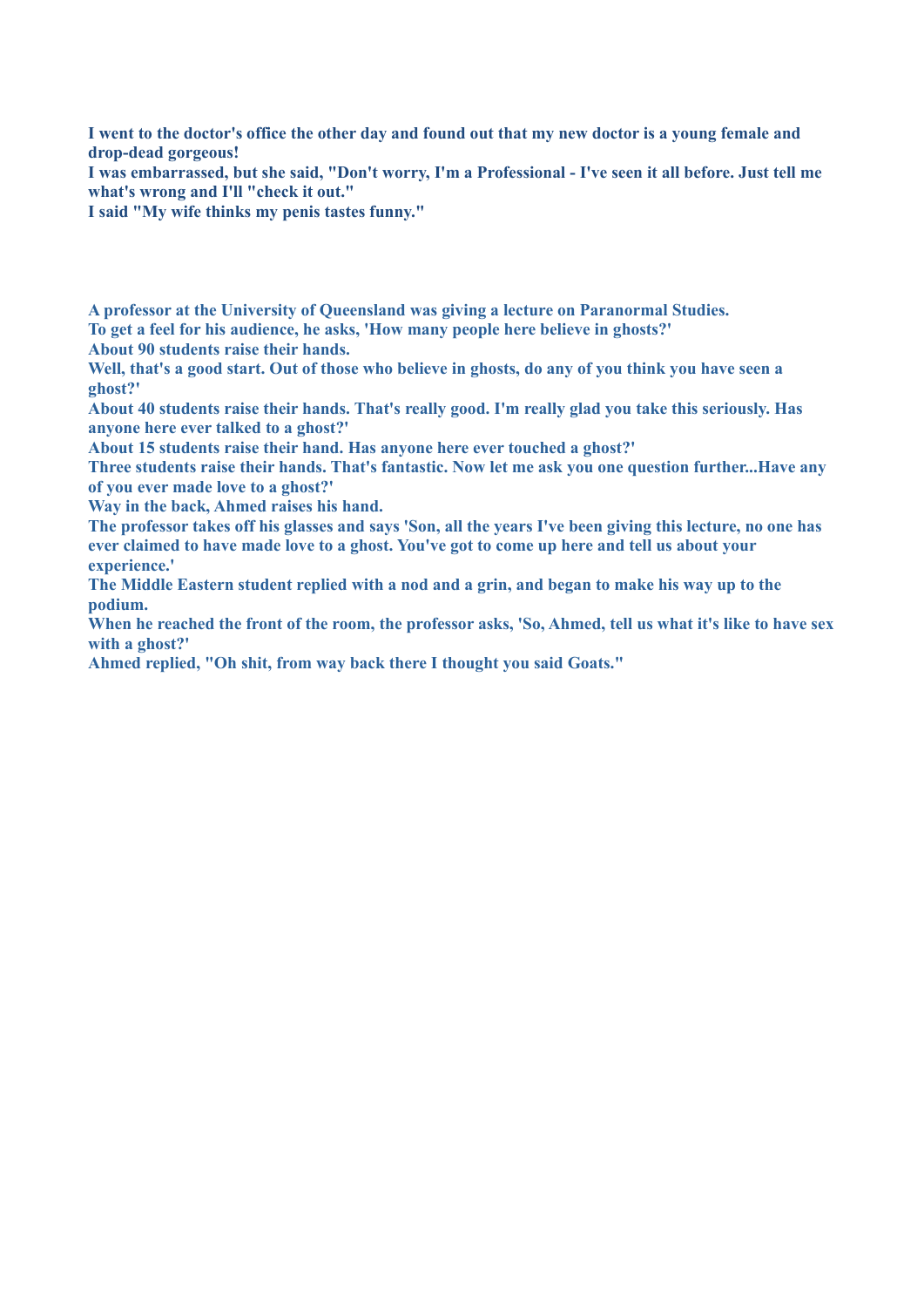**I went to the doctor's office the other day and found out that my new doctor is a young female and drop-dead gorgeous!**
**I was embarrassed, but she said, "Don't worry, I'm a Professional - I've seen it all before. Just tell me what's wrong and I'll "check it out."**
**I said "My wife thinks my penis tastes funny."**

**A professor at the University of Queensland was giving a lecture on Paranormal Studies.**
**To get a feel for his audience, he asks, 'How many people here believe in ghosts?'**
**About 90 students raise their hands.**
**Well, that's a good start. Out of those who believe in ghosts, do any of you think you have seen a ghost?'**
**About 40 students raise their hands. That's really good. I'm really glad you take this seriously. Has anyone here ever talked to a ghost?'**
**About 15 students raise their hand. Has anyone here ever touched a ghost?'**
**Three students raise their hands. That's fantastic. Now let me ask you one question further...Have any of you ever made love to a ghost?'**
**Way in the back, Ahmed raises his hand.**
**The professor takes off his glasses and says 'Son, all the years I've been giving this lecture, no one has ever claimed to have made love to a ghost. You've got to come up here and tell us about your experience.'**
**The Middle Eastern student replied with a nod and a grin, and began to make his way up to the podium.**
**When he reached the front of the room, the professor asks, 'So, Ahmed, tell us what it's like to have sex with a ghost?'**
**Ahmed replied, "Oh shit, from way back there I thought you said Goats."**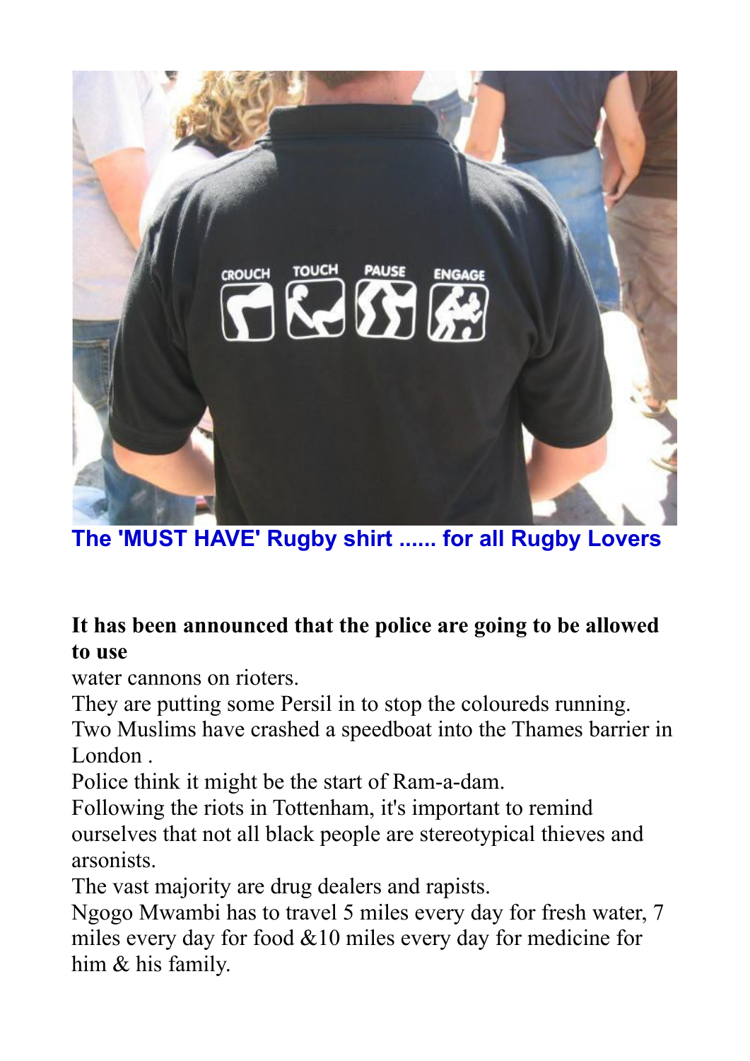**The 'MUST HAVE' Rugby shirt ...... for all Rugby Lovers**

**It has been announced that the police are going to be allowed to use**
water cannons on rioters.
They are putting some Persil in to stop the coloureds running.
Two Muslims have crashed a speedboat into the Thames barrier in London .
Police think it might be the start of Ram-a-dam.
Following the riots in Tottenham, it's important to remind ourselves that not all black people are stereotypical thieves and arsonists.
The vast majority are drug dealers and rapists.
Ngogo Mwambi has to travel 5 miles every day for fresh water, 7 miles every day for food &10 miles every day for medicine for him & his family.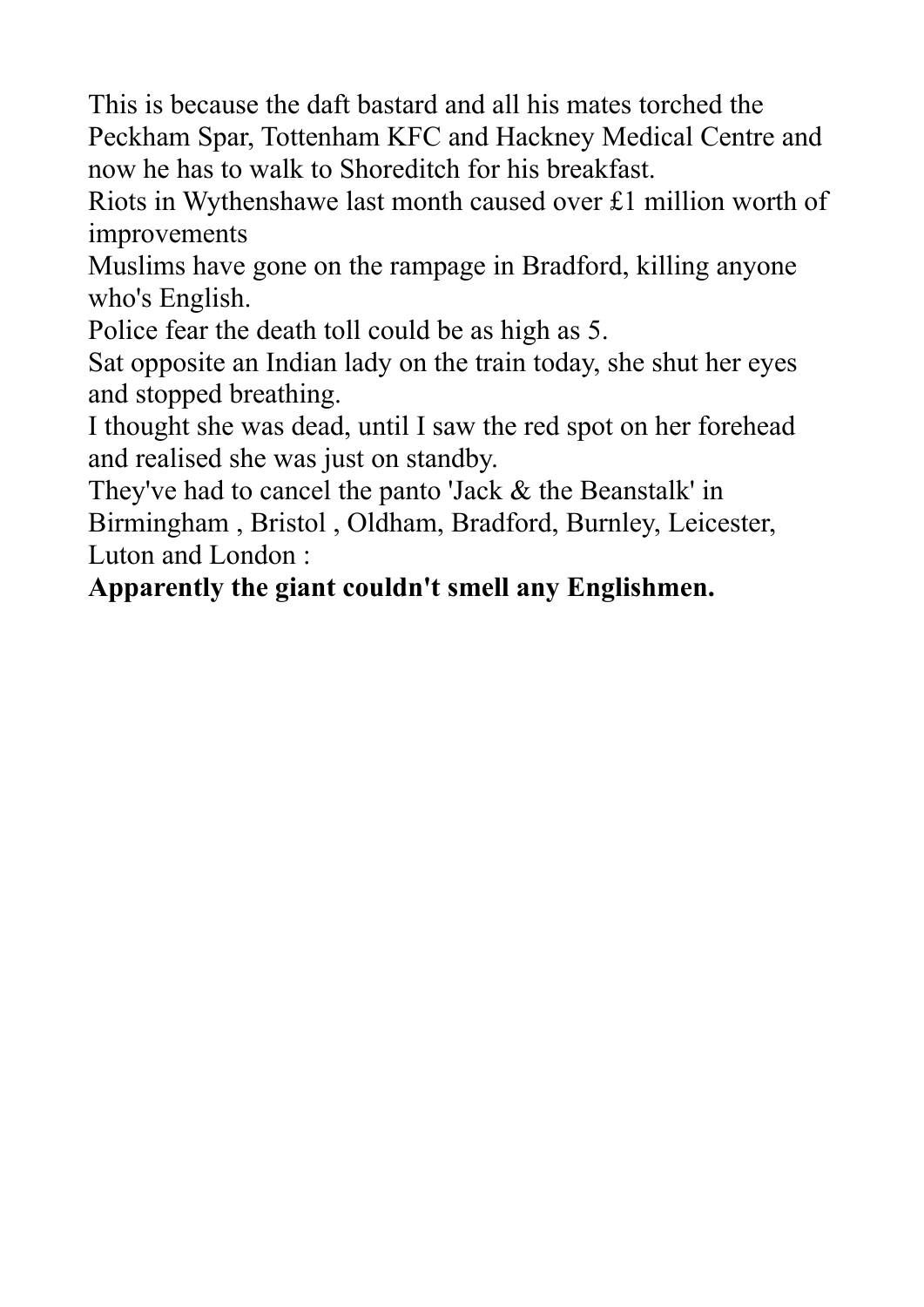This is because the daft bastard and all his mates torched the Peckham Spar, Tottenham KFC and Hackney Medical Centre and now he has to walk to Shoreditch for his breakfast.

Riots in Wythenshawe last month caused over £1 million worth of improvements

Muslims have gone on the rampage in Bradford, killing anyone who's English.

Police fear the death toll could be as high as 5.

Sat opposite an Indian lady on the train today, she shut her eyes and stopped breathing.

I thought she was dead, until I saw the red spot on her forehead and realised she was just on standby.

They've had to cancel the panto 'Jack & the Beanstalk' in Birmingham , Bristol , Oldham, Bradford, Burnley, Leicester, Luton and London :

**Apparently the giant couldn't smell any Englishmen.**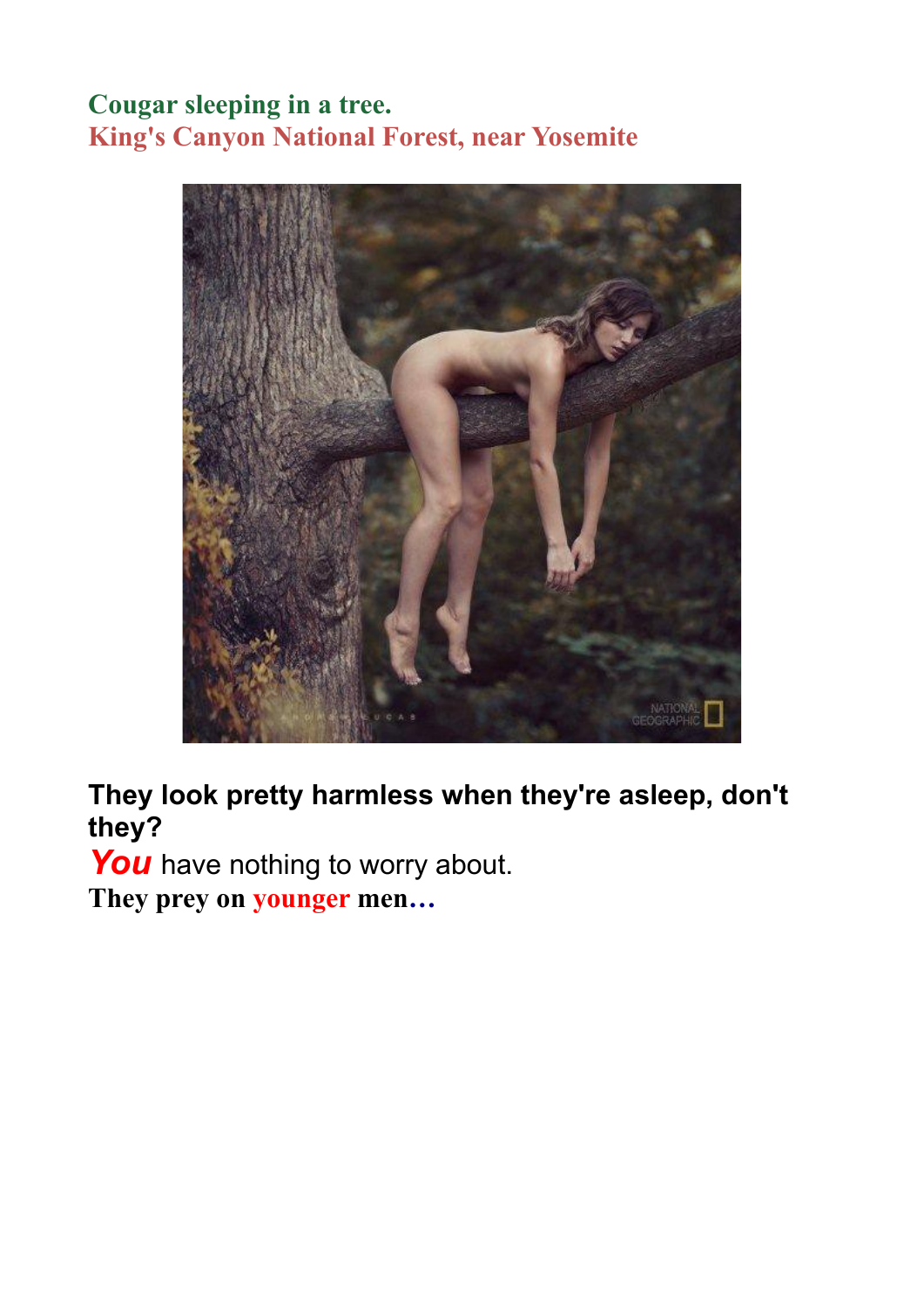**Cougar sleeping in a tree.**
**King's Canyon National Forest, near Yosemite**

**They look pretty harmless when they're asleep, don't they?**
***You*** have nothing to worry about.
**They prey on younger men…**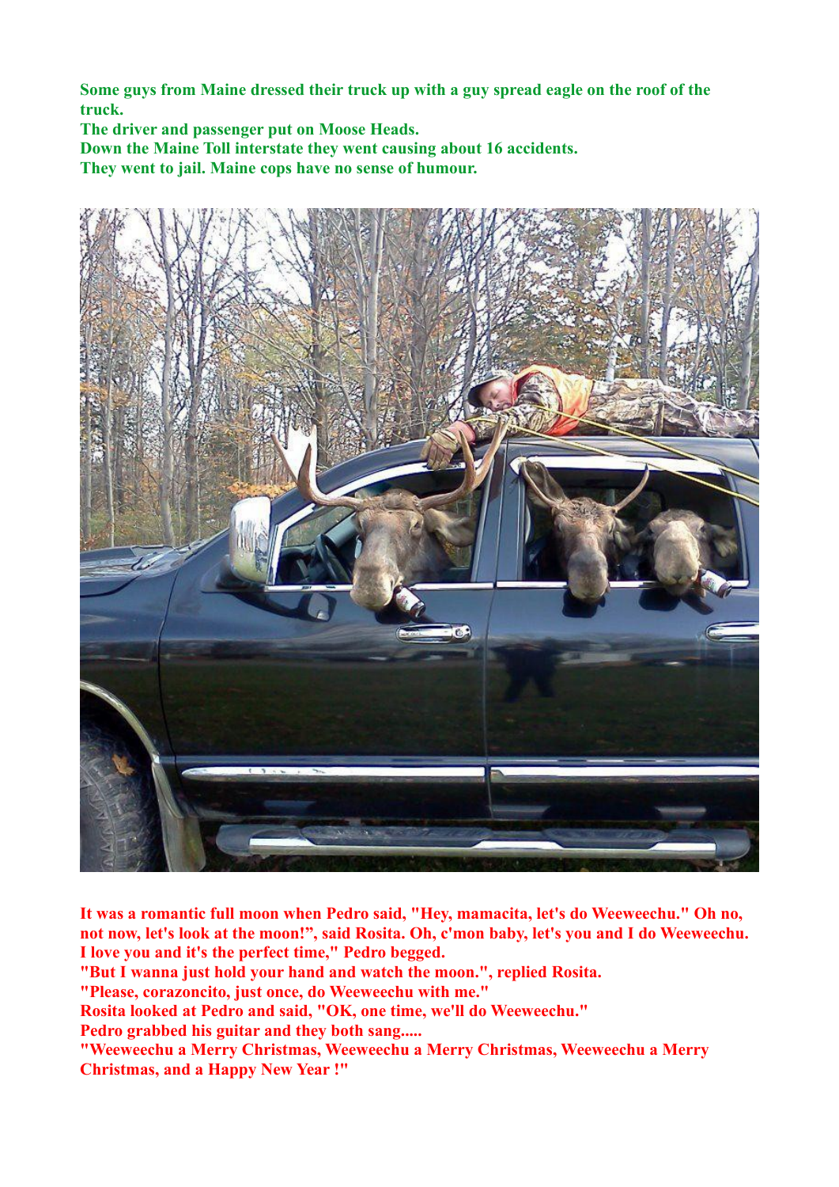**Some guys from Maine dressed their truck up with a guy spread eagle on the roof of the truck.**
**The driver and passenger put on Moose Heads.**
**Down the Maine Toll interstate they went causing about 16 accidents.**
**They went to jail. Maine cops have no sense of humour.**

**It was a romantic full moon when Pedro said, "Hey, mamacita, let's do Weeweechu." Oh no, not now, let's look at the moon!", said Rosita. Oh, c'mon baby, let's you and I do Weeweechu. I love you and it's the perfect time," Pedro begged.**
**"But I wanna just hold your hand and watch the moon.", replied Rosita.**
**"Please, corazoncito, just once, do Weeweechu with me."**
**Rosita looked at Pedro and said, "OK, one time, we'll do Weeweechu."**
**Pedro grabbed his guitar and they both sang.....**
**"Weeweechu a Merry Christmas, Weeweechu a Merry Christmas, Weeweechu a Merry Christmas, and a Happy New Year !"**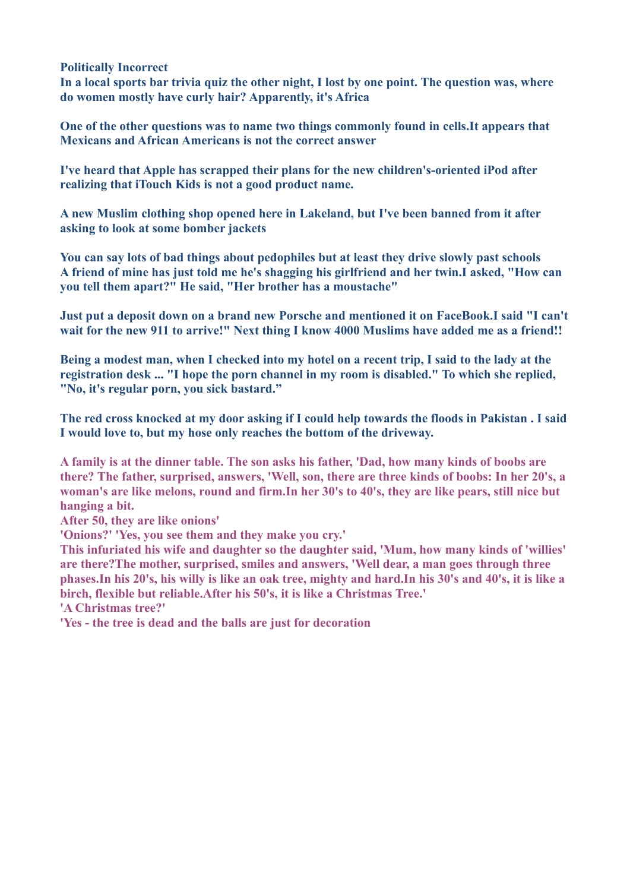**Politically Incorrect**

**In a local sports bar trivia quiz the other night, I lost by one point. The question was, where do women mostly have curly hair? Apparently, it's Africa**

**One of the other questions was to name two things commonly found in cells.It appears that Mexicans and African Americans is not the correct answer**

**I've heard that Apple has scrapped their plans for the new children's-oriented iPod after realizing that iTouch Kids is not a good product name.**

**A new Muslim clothing shop opened here in Lakeland, but I've been banned from it after asking to look at some bomber jackets**

**You can say lots of bad things about pedophiles but at least they drive slowly past schools**
**A friend of mine has just told me he's shagging his girlfriend and her twin.I asked, "How can you tell them apart?" He said, "Her brother has a moustache"**

**Just put a deposit down on a brand new Porsche and mentioned it on FaceBook.I said "I can't wait for the new 911 to arrive!" Next thing I know 4000 Muslims have added me as a friend!!**

**Being a modest man, when I checked into my hotel on a recent trip, I said to the lady at the registration desk ... "I hope the porn channel in my room is disabled." To which she replied, "No, it's regular porn, you sick bastard."**

**The red cross knocked at my door asking if I could help towards the floods in Pakistan . I said I would love to, but my hose only reaches the bottom of the driveway.**

**A family is at the dinner table. The son asks his father, 'Dad, how many kinds of boobs are there? The father, surprised, answers, 'Well, son, there are three kinds of boobs: In her 20's, a woman's are like melons, round and firm.In her 30's to 40's, they are like pears, still nice but hanging a bit.**
**After 50, they are like onions'**
**'Onions?' 'Yes, you see them and they make you cry.'**
**This infuriated his wife and daughter so the daughter said, 'Mum, how many kinds of 'willies' are there?The mother, surprised, smiles and answers, 'Well dear, a man goes through three phases.In his 20's, his willy is like an oak tree, mighty and hard.In his 30's and 40's, it is like a birch, flexible but reliable.After his 50's, it is like a Christmas Tree.'**
**'A Christmas tree?'**
**'Yes - the tree is dead and the balls are just for decoration**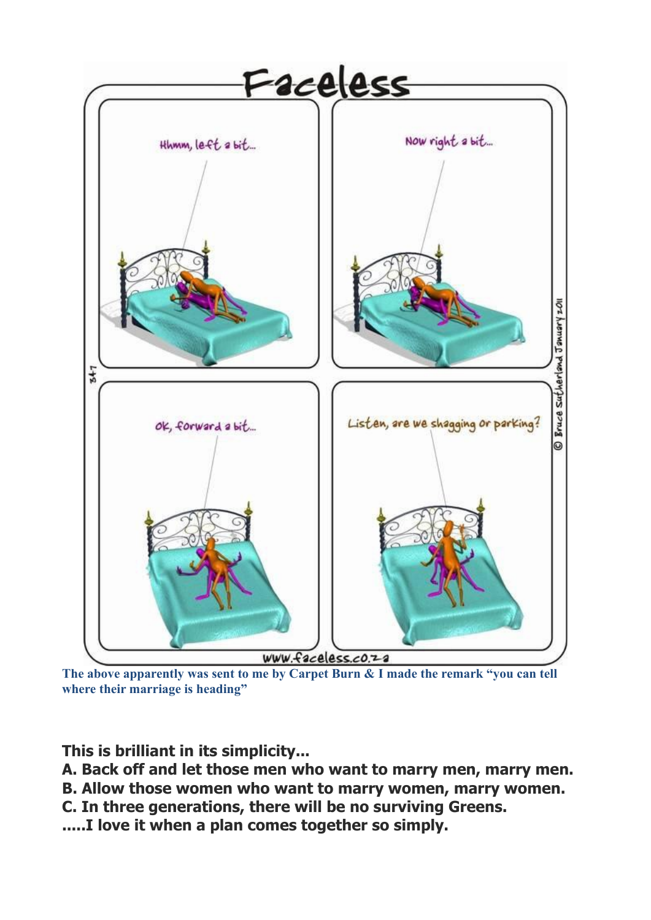**The above apparently was sent to me by Carpet Burn & I made the remark "you can tell where their marriage is heading"**

**This is brilliant in its simplicity...**

**A. Back off and let those men who want to marry men, marry men.**

**B. Allow those women who want to marry women, marry women.**

**C. In three generations, there will be no surviving Greens.**

**.....I love it when a plan comes together so simply.**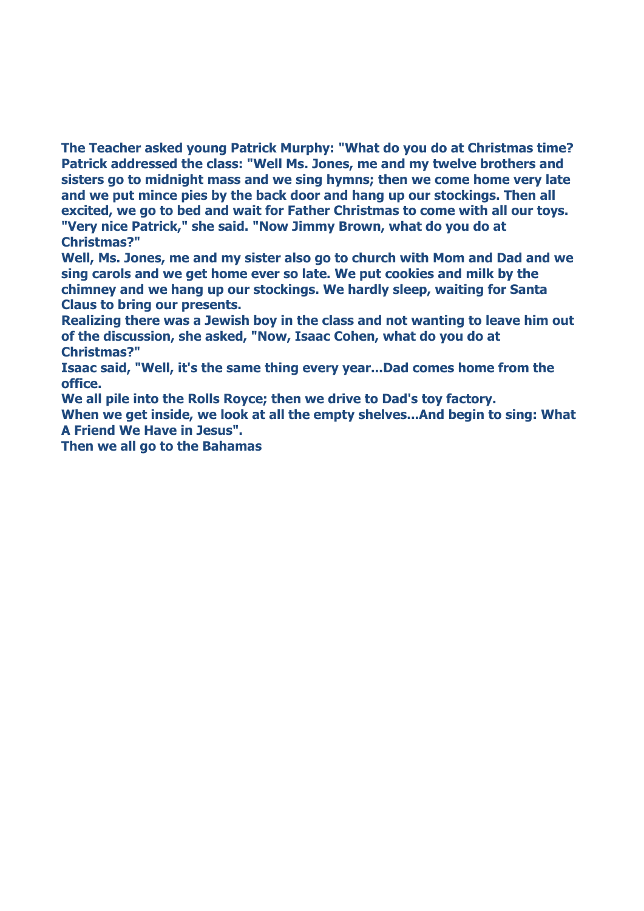**The Teacher asked young Patrick Murphy: "What do you do at Christmas time? Patrick addressed the class: "Well Ms. Jones, me and my twelve brothers and sisters go to midnight mass and we sing hymns; then we come home very late and we put mince pies by the back door and hang up our stockings. Then all excited, we go to bed and wait for Father Christmas to come with all our toys. "Very nice Patrick," she said. "Now Jimmy Brown, what do you do at Christmas?"**

**Well, Ms. Jones, me and my sister also go to church with Mom and Dad and we sing carols and we get home ever so late. We put cookies and milk by the chimney and we hang up our stockings. We hardly sleep, waiting for Santa Claus to bring our presents.**

**Realizing there was a Jewish boy in the class and not wanting to leave him out of the discussion, she asked, "Now, Isaac Cohen, what do you do at Christmas?"**

**Isaac said, "Well, it's the same thing every year...Dad comes home from the office.**

**We all pile into the Rolls Royce; then we drive to Dad's toy factory.**

**When we get inside, we look at all the empty shelves...And begin to sing: What A Friend We Have in Jesus".**

**Then we all go to the Bahamas**